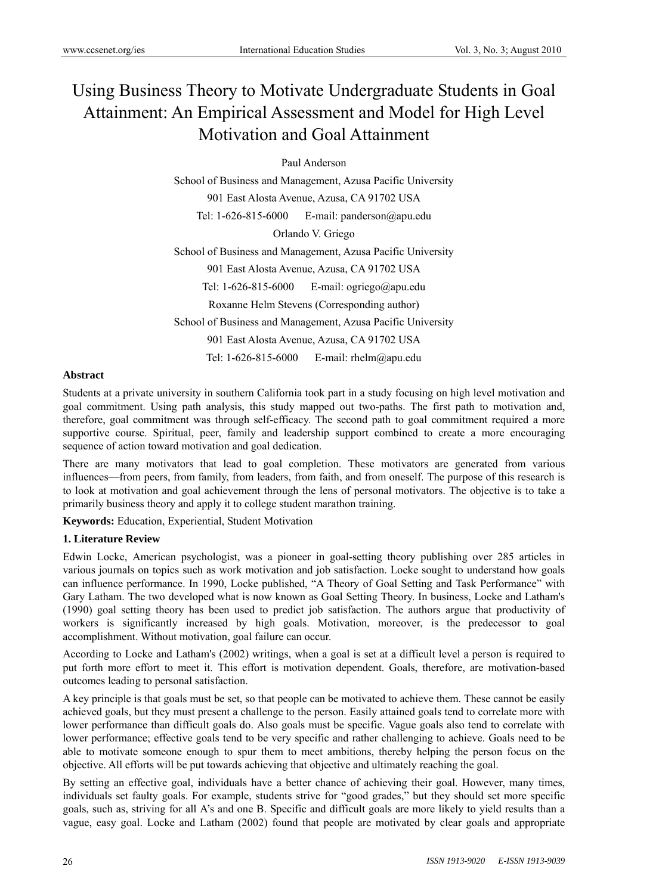# Using Business Theory to Motivate Undergraduate Students in Goal Attainment: An Empirical Assessment and Model for High Level Motivation and Goal Attainment

Paul Anderson

School of Business and Management, Azusa Pacific University

901 East Alosta Avenue, Azusa, CA 91702 USA

Tel: 1-626-815-6000 E-mail: panderson@apu.edu

Orlando V. Griego

School of Business and Management, Azusa Pacific University

901 East Alosta Avenue, Azusa, CA 91702 USA

Tel: 1-626-815-6000 E-mail: ogriego@apu.edu

Roxanne Helm Stevens (Corresponding author)

School of Business and Management, Azusa Pacific University

901 East Alosta Avenue, Azusa, CA 91702 USA

Tel: 1-626-815-6000 E-mail: rhelm@apu.edu

## Abstract

Students at a private university in southern California took part in a study focusing on high level motivation and goal commitment. Using path analysis, this study mapped out two-paths. The first path to motivation and, therefore, goal commitment was through self-efficacy. The second path to goal commitment required a more supportive course. Spiritual, peer, family and leadership support combined to create a more encouraging sequence of action toward motivation and goal dedication.

There are many motivators that lead to goal completion. These motivators are generated from various influences—from peers, from family, from leaders, from faith, and from oneself. The purpose of this research is to look at motivation and goal achievement through the lens of personal motivators. The objective is to take a primarily business theory and apply it to college student marathon training.

**Keywords:** Education, Experiential, Student Motivation

## 1. Literature Review

Edwin Locke, American psychologist, was a pioneer in goal-setting theory publishing over 285 articles in various journals on topics such as work motivation and job satisfaction. Locke sought to understand how goals can influence performance. In 1990, Locke published, "A Theory of Goal Setting and Task Performance" with Gary Latham. The two developed what is now known as Goal Setting Theory. In business, Locke and Latham's (1990) goal setting theory has been used to predict job satisfaction. The authors argue that productivity of workers is significantly increased by high goals. Motivation, moreover, is the predecessor to goal accomplishment. Without motivation, goal failure can occur.

According to Locke and Latham's (2002) writings, when a goal is set at a difficult level a person is required to put forth more effort to meet it. This effort is motivation dependent. Goals, therefore, are motivation-based outcomes leading to personal satisfaction.

A key principle is that goals must be set, so that people can be motivated to achieve them. These cannot be easily achieved goals, but they must present a challenge to the person. Easily attained goals tend to correlate more with lower performance than difficult goals do. Also goals must be specific. Vague goals also tend to correlate with lower performance; effective goals tend to be very specific and rather challenging to achieve. Goals need to be able to motivate someone enough to spur them to meet ambitions, thereby helping the person focus on the objective. All efforts will be put towards achieving that objective and ultimately reaching the goal.

By setting an effective goal, individuals have a better chance of achieving their goal. However, many times, individuals set faulty goals. For example, students strive for "good grades," but they should set more specific goals, such as, striving for all A's and one B. Specific and difficult goals are more likely to yield results than a vague, easy goal. Locke and Latham (2002) found that people are motivated by clear goals and appropriate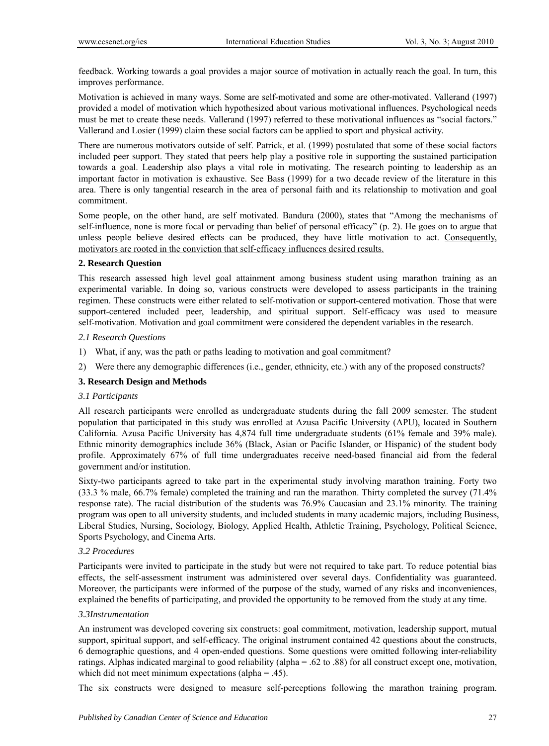feedback. Working towards a goal provides a major source of motivation in actually reach the goal. In turn, this improves performance.

Motivation is achieved in many ways. Some are self-motivated and some are other-motivated. Vallerand (1997) provided a model of motivation which hypothesized about various motivational influences. Psychological needs must be met to create these needs. Vallerand (1997) referred to these motivational influences as "social factors." Vallerand and Losier (1999) claim these social factors can be applied to sport and physical activity.

There are numerous motivators outside of self. Patrick, et al. (1999) postulated that some of these social factors included peer support. They stated that peers help play a positive role in supporting the sustained participation towards a goal. Leadership also plays a vital role in motivating. The research pointing to leadership as an important factor in motivation is exhaustive. See Bass (1999) for a two decade review of the literature in this area. There is only tangential research in the area of personal faith and its relationship to motivation and goal commitment.

Some people, on the other hand, are self motivated. Bandura (2000), states that "Among the mechanisms of self-influence, none is more focal or pervading than belief of personal efficacy" (p. 2). He goes on to argue that unless people believe desired effects can be produced, they have little motivation to act. Consequently, motivators are rooted in the conviction that self-efficacy influences desired results.

## 2. Research Question

This research assessed high level goal attainment among business student using marathon training as an experimental variable. In doing so, various constructs were developed to assess participants in the training regimen. These constructs were either related to self-motivation or support-centered motivation. Those that were support-centered included peer, leadership, and spiritual support. Self-efficacy was used to measure self-motivation. Motivation and goal commitment were considered the dependent variables in the research.

### *2.1 Research Questions*

1) What, if any, was the path or paths leading to motivation and goal commitment?

2) Were there any demographic differences (i.e., gender, ethnicity, etc.) with any of the proposed constructs?

## 3. Research Design and Methods

### *3.1 Participants*

All research participants were enrolled as undergraduate students during the fall 2009 semester. The student population that participated in this study was enrolled at Azusa Pacific University (APU), located in Southern California. Azusa Pacific University has 4,874 full time undergraduate students (61% female and 39% male). Ethnic minority demographics include 36% (Black, Asian or Pacific Islander, or Hispanic) of the student body profile. Approximately 67% of full time undergraduates receive need-based financial aid from the federal government and/or institution.

Sixty-two participants agreed to take part in the experimental study involving marathon training. Forty two (33.3 % male, 66.7% female) completed the training and ran the marathon. Thirty completed the survey (71.4% response rate). The racial distribution of the students was 76.9% Caucasian and 23.1% minority. The training program was open to all university students, and included students in many academic majors, including Business, Liberal Studies, Nursing, Sociology, Biology, Applied Health, Athletic Training, Psychology, Political Science, Sports Psychology, and Cinema Arts.

### *3.2 Procedures*

Participants were invited to participate in the study but were not required to take part. To reduce potential bias effects, the self-assessment instrument was administered over several days. Confidentiality was guaranteed. Moreover, the participants were informed of the purpose of the study, warned of any risks and inconveniences, explained the benefits of participating, and provided the opportunity to be removed from the study at any time.

### *3.3Instrumentation*

An instrument was developed covering six constructs: goal commitment, motivation, leadership support, mutual support, spiritual support, and self-efficacy. The original instrument contained 42 questions about the constructs, 6 demographic questions, and 4 open-ended questions. Some questions were omitted following inter-reliability ratings. Alphas indicated marginal to good reliability (alpha = .62 to .88) for all construct except one, motivation, which did not meet minimum expectations (alpha = .45).

The six constructs were designed to measure self-perceptions following the marathon training program.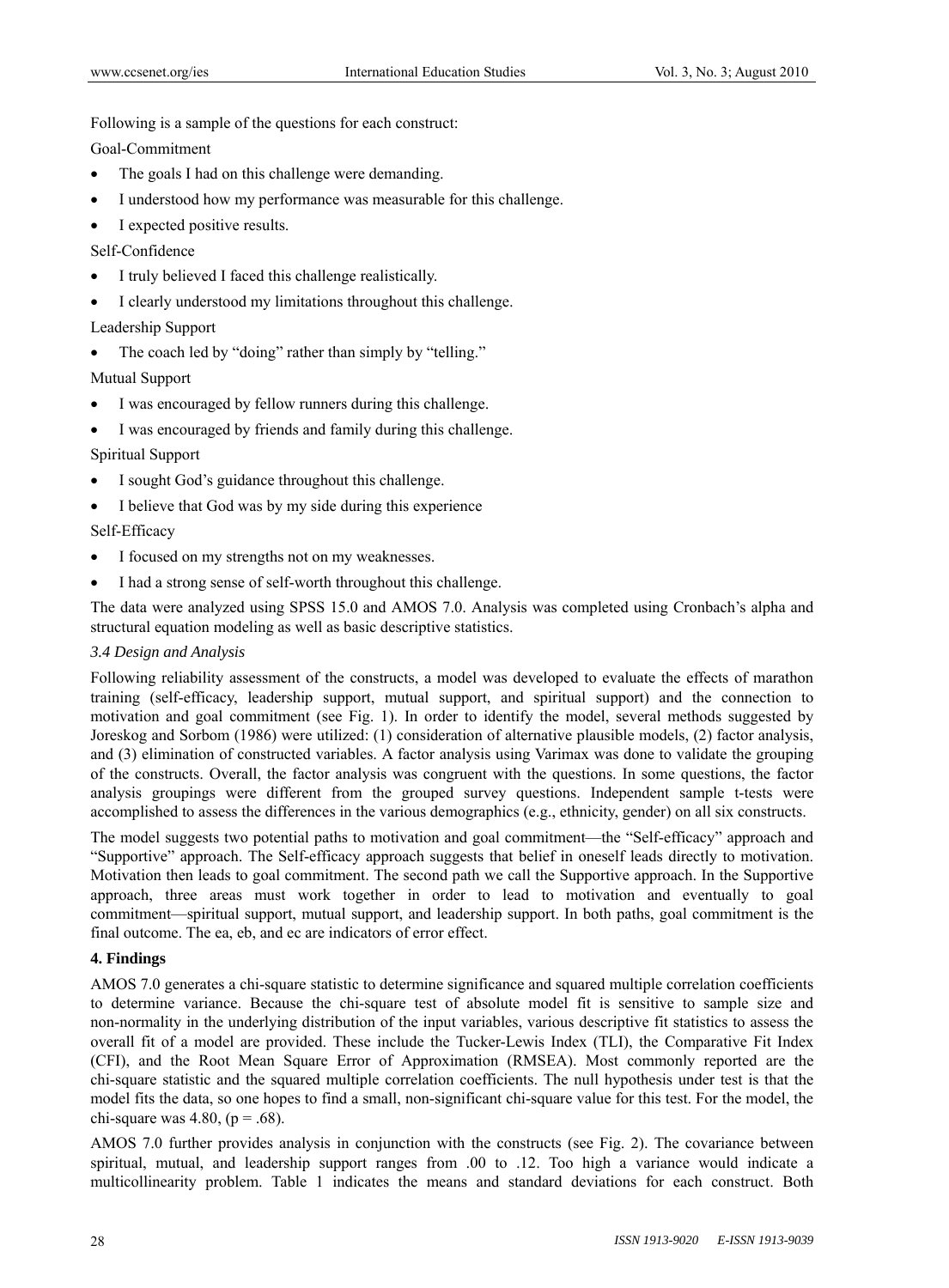Following is a sample of the questions for each construct:

Goal-Commitment

- The goals I had on this challenge were demanding.
- I understood how my performance was measurable for this challenge.
- I expected positive results.

Self-Confidence

- I truly believed I faced this challenge realistically.
- I clearly understood my limitations throughout this challenge.

Leadership Support

- The coach led by "doing" rather than simply by "telling."

Mutual Support

- I was encouraged by fellow runners during this challenge.
- I was encouraged by friends and family during this challenge.

Spiritual Support

- I sought God's guidance throughout this challenge.
- I believe that God was by my side during this experience

Self-Efficacy

- I focused on my strengths not on my weaknesses.
- I had a strong sense of self-worth throughout this challenge.

The data were analyzed using SPSS 15.0 and AMOS 7.0. Analysis was completed using Cronbach's alpha and structural equation modeling as well as basic descriptive statistics.

### *3.4 Design and Analysis*

Following reliability assessment of the constructs, a model was developed to evaluate the effects of marathon training (self-efficacy, leadership support, mutual support, and spiritual support) and the connection to motivation and goal commitment (see Fig. 1). In order to identify the model, several methods suggested by Joreskog and Sorbom (1986) were utilized: (1) consideration of alternative plausible models, (2) factor analysis, and (3) elimination of constructed variables. A factor analysis using Varimax was done to validate the grouping of the constructs. Overall, the factor analysis was congruent with the questions. In some questions, the factor analysis groupings were different from the grouped survey questions. Independent sample t-tests were accomplished to assess the differences in the various demographics (e.g., ethnicity, gender) on all six constructs.

The model suggests two potential paths to motivation and goal commitment—the "Self-efficacy" approach and "Supportive" approach. The Self-efficacy approach suggests that belief in oneself leads directly to motivation. Motivation then leads to goal commitment. The second path we call the Supportive approach. In the Supportive approach, three areas must work together in order to lead to motivation and eventually to goal commitment—spiritual support, mutual support, and leadership support. In both paths, goal commitment is the final outcome. The ea, eb, and ec are indicators of error effect.

## 4. Findings

AMOS 7.0 generates a chi-square statistic to determine significance and squared multiple correlation coefficients to determine variance. Because the chi-square test of absolute model fit is sensitive to sample size and non-normality in the underlying distribution of the input variables, various descriptive fit statistics to assess the overall fit of a model are provided. These include the Tucker-Lewis Index (TLI), the Comparative Fit Index (CFI), and the Root Mean Square Error of Approximation (RMSEA). Most commonly reported are the chi-square statistic and the squared multiple correlation coefficients. The null hypothesis under test is that the model fits the data, so one hopes to find a small, non-significant chi-square value for this test. For the model, the chi-square was 4.80, ($p = .68$).

AMOS 7.0 further provides analysis in conjunction with the constructs (see Fig. 2). The covariance between spiritual, mutual, and leadership support ranges from .00 to .12. Too high a variance would indicate a multicollinearity problem. Table 1 indicates the means and standard deviations for each construct. Both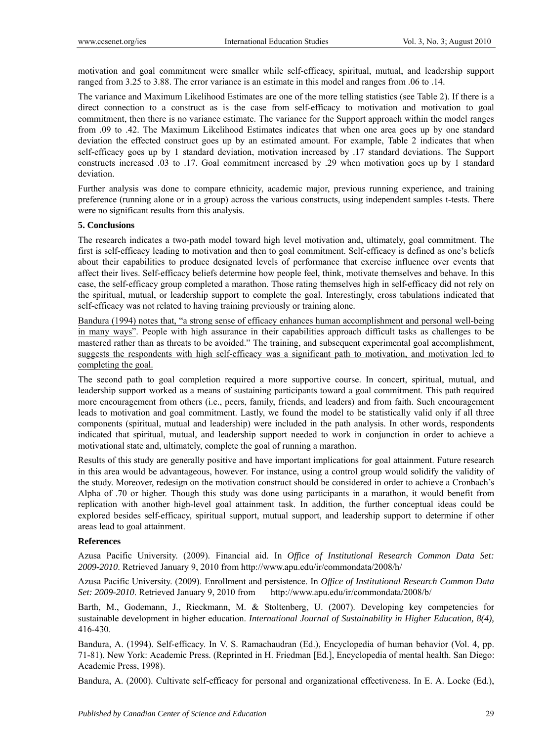motivation and goal commitment were smaller while self-efficacy, spiritual, mutual, and leadership support ranged from 3.25 to 3.88. The error variance is an estimate in this model and ranges from .06 to .14.

The variance and Maximum Likelihood Estimates are one of the more telling statistics (see Table 2). If there is a direct connection to a construct as is the case from self-efficacy to motivation and motivation to goal commitment, then there is no variance estimate. The variance for the Support approach within the model ranges from .09 to .42. The Maximum Likelihood Estimates indicates that when one area goes up by one standard deviation the effected construct goes up by an estimated amount. For example, Table 2 indicates that when self-efficacy goes up by 1 standard deviation, motivation increased by .17 standard deviations. The Support constructs increased .03 to .17. Goal commitment increased by .29 when motivation goes up by 1 standard deviation.

Further analysis was done to compare ethnicity, academic major, previous running experience, and training preference (running alone or in a group) across the various constructs, using independent samples t-tests. There were no significant results from this analysis.

### 5. Conclusions

The research indicates a two-path model toward high level motivation and, ultimately, goal commitment. The first is self-efficacy leading to motivation and then to goal commitment. Self-efficacy is defined as one's beliefs about their capabilities to produce designated levels of performance that exercise influence over events that affect their lives. Self-efficacy beliefs determine how people feel, think, motivate themselves and behave. In this case, the self-efficacy group completed a marathon. Those rating themselves high in self-efficacy did not rely on the spiritual, mutual, or leadership support to complete the goal. Interestingly, cross tabulations indicated that self-efficacy was not related to having training previously or training alone.

Bandura (1994) notes that, "a strong sense of efficacy enhances human accomplishment and personal well-being in many ways". People with high assurance in their capabilities approach difficult tasks as challenges to be mastered rather than as threats to be avoided." The training, and subsequent experimental goal accomplishment, suggests the respondents with high self-efficacy was a significant path to motivation, and motivation led to completing the goal.

The second path to goal completion required a more supportive course. In concert, spiritual, mutual, and leadership support worked as a means of sustaining participants toward a goal commitment. This path required more encouragement from others (i.e., peers, family, friends, and leaders) and from faith. Such encouragement leads to motivation and goal commitment. Lastly, we found the model to be statistically valid only if all three components (spiritual, mutual and leadership) were included in the path analysis. In other words, respondents indicated that spiritual, mutual, and leadership support needed to work in conjunction in order to achieve a motivational state and, ultimately, complete the goal of running a marathon.

Results of this study are generally positive and have important implications for goal attainment. Future research in this area would be advantageous, however. For instance, using a control group would solidify the validity of the study. Moreover, redesign on the motivation construct should be considered in order to achieve a Cronbach's Alpha of .70 or higher. Though this study was done using participants in a marathon, it would benefit from replication with another high-level goal attainment task. In addition, the further conceptual ideas could be explored besides self-efficacy, spiritual support, mutual support, and leadership support to determine if other areas lead to goal attainment.

### References

Azusa Pacific University. (2009). Financial aid. In *Office of Institutional Research Common Data Set: 2009-2010*. Retrieved January 9, 2010 from http://www.apu.edu/ir/commondata/2008/h/

Azusa Pacific University. (2009). Enrollment and persistence. In *Office of Institutional Research Common Data Set: 2009-2010*. Retrieved January 9, 2010 from http://www.apu.edu/ir/commondata/2008/b/

Barth, M., Godemann, J., Rieckmann, M. & Stoltenberg, U. (2007). Developing key competencies for sustainable development in higher education. *International Journal of Sustainability in Higher Education, 8(4),* 416-430.

Bandura, A. (1994). Self-efficacy. In V. S. Ramachaudran (Ed.), Encyclopedia of human behavior (Vol. 4, pp. 71-81). New York: Academic Press. (Reprinted in H. Friedman [Ed.], Encyclopedia of mental health. San Diego: Academic Press, 1998).

Bandura, A. (2000). Cultivate self-efficacy for personal and organizational effectiveness. In E. A. Locke (Ed.),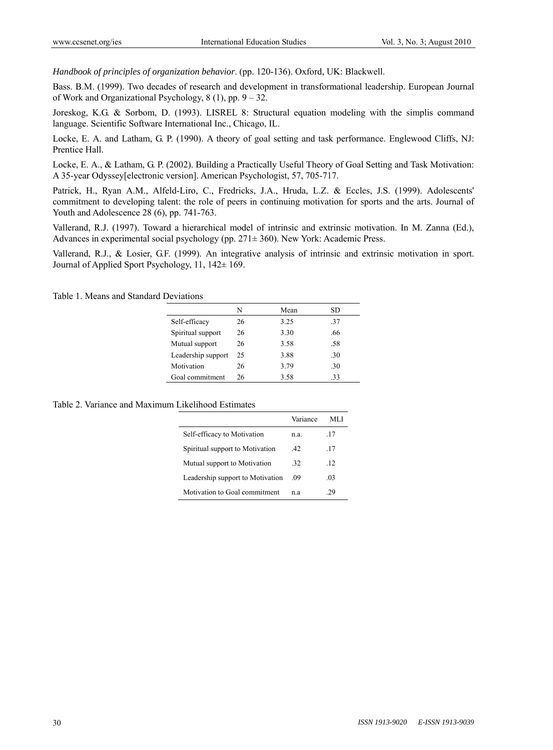*Handbook of principles of organization behavior*. (pp. 120-136). Oxford, UK: Blackwell.

Bass. B.M. (1999). Two decades of research and development in transformational leadership. European Journal of Work and Organizational Psychology, 8 (1), pp. 9 – 32.

Joreskog, K.G. & Sorbom, D. (1993). LISREL 8: Structural equation modeling with the simplis command language. Scientific Software International Inc., Chicago, IL.

Locke, E. A. and Latham, G. P. (1990). A theory of goal setting and task performance. Englewood Cliffs, NJ: Prentice Hall.

Locke, E. A., & Latham, G. P. (2002). Building a Practically Useful Theory of Goal Setting and Task Motivation: A 35-year Odyssey[electronic version]. American Psychologist, 57, 705-717.

Patrick, H., Ryan A.M., Alfeld-Liro, C., Fredricks, J.A., Hruda, L.Z. & Eccles, J.S. (1999). Adolescents' commitment to developing talent: the role of peers in continuing motivation for sports and the arts. Journal of Youth and Adolescence 28 (6), pp. 741-763.

Vallerand, R.J. (1997). Toward a hierarchical model of intrinsic and extrinsic motivation. In M. Zanna (Ed.), Advances in experimental social psychology (pp. 271± 360). New York: Academic Press.

Vallerand, R.J., & Losier, G.F. (1999). An integrative analysis of intrinsic and extrinsic motivation in sport. Journal of Applied Sport Psychology, 11, 142± 169.

Table 1. Means and Standard Deviations

| | N | Mean | SD |
|---|---|---|---|
| Self-efficacy | 26 | 3.25 | .37 |
| Spiritual support | 26 | 3.30 | .66 |
| Mutual support | 26 | 3.58 | .58 |
| Leadership support | 25 | 3.88 | .30 |
| Motivation | 26 | 3.79 | .30 |
| Goal commitment | 26 | 3.58 | .33 |

Table 2. Variance and Maximum Likelihood Estimates

| | Variance | MLI |
|---|---|---|
| Self-efficacy to Motivation | n.a. | .17 |
| Spiritual support to Motivation | .42 | .17 |
| Mutual support to Motivation | .32 | .12 |
| Leadership support to Motivation | .09 | .03 |
| Motivation to Goal commitment | n.a | .29 |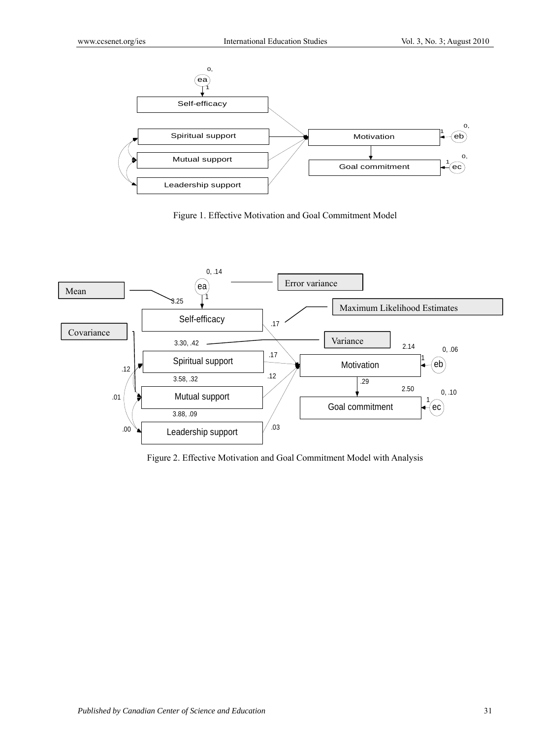ea

0,

1

Self-efficacy

Spiritual support

Mutual support

Leadership support

Motivation

Goal commitment

1

eb

0,

1

ec

0,

Figure 1. Effective Motivation and Goal Commitment Model

0, .14

ea

Error variance

Mean

3.25

1

Self-efficacy

Maximum Likelihood Estimates

.17

Covariance

3.30, .42

Variance

2.14

0, .06

.17

Spiritual support

1

Motivation

eb

.12

3.58, .32

.12

.29

2.50

0, .10

.01

Mutual support

1

Goal commitment

ec

3.88, .09

.00

Leadership support

.03

Figure 2. Effective Motivation and Goal Commitment Model with Analysis

*Published by Canadian Center of Science and Education*